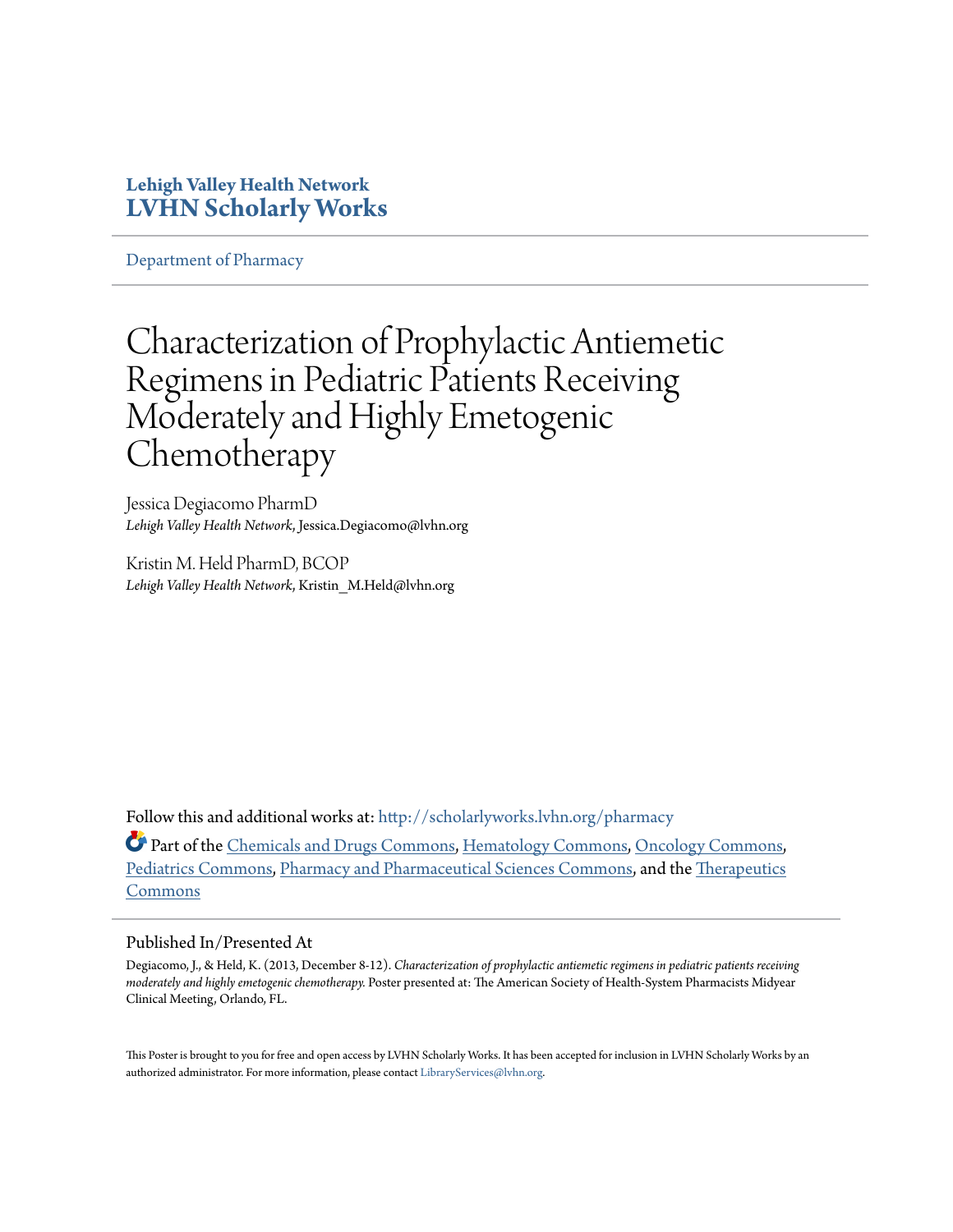**Lehigh Valley Health Network**
**LVHN Scholarly Works**

Department of Pharmacy

# Characterization of Prophylactic Antiemetic Regimens in Pediatric Patients Receiving Moderately and Highly Emetogenic Chemotherapy

Jessica Degiacomo PharmD
*Lehigh Valley Health Network*, Jessica.Degiacomo@lvhn.org

Kristin M. Held PharmD, BCOP
*Lehigh Valley Health Network*, Kristin_M.Held@lvhn.org

Follow this and additional works at: http://scholarlyworks.lvhn.org/pharmacy

Part of the Chemicals and Drugs Commons, Hematology Commons, Oncology Commons, Pediatrics Commons, Pharmacy and Pharmaceutical Sciences Commons, and the Therapeutics Commons

## Published In/Presented At

Degiacomo, J., & Held, K. (2013, December 8-12). *Characterization of prophylactic antiemetic regimens in pediatric patients receiving moderately and highly emetogenic chemotherapy.* Poster presented at: The American Society of Health-System Pharmacists Midyear Clinical Meeting, Orlando, FL.

This Poster is brought to you for free and open access by LVHN Scholarly Works. It has been accepted for inclusion in LVHN Scholarly Works by an authorized administrator. For more information, please contact LibraryServices@lvhn.org.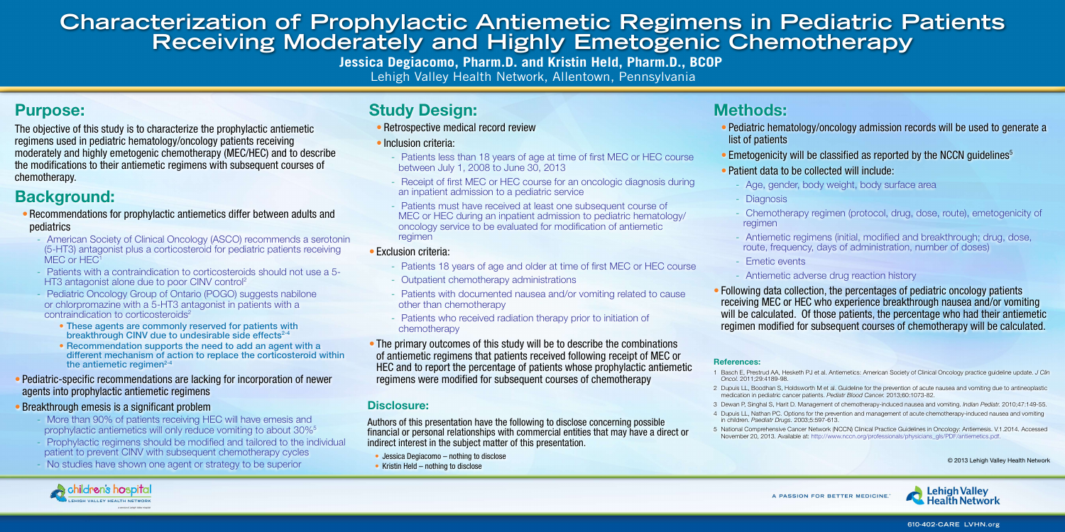# Characterization of Prophylactic Antiemetic Regimens in Pediatric Patients Receiving Moderately and Highly Emetogenic Chemotherapy

**Jessica Degiacomo, Pharm.D. and Kristin Held, Pharm.D., BCOP**

Lehigh Valley Health Network, Allentown, Pennsylvania

## Purpose:

The objective of this study is to characterize the prophylactic antiemetic regimens used in pediatric hematology/oncology patients receiving moderately and highly emetogenic chemotherapy (MEC/HEC) and to describe the modifications to their antiemetic regimens with subsequent courses of chemotherapy.

## Background:

- Recommendations for prophylactic antiemetics differ between adults and pediatrics
  - American Society of Clinical Oncology (ASCO) recommends a serotonin (5-HT3) antagonist plus a corticosteroid for pediatric patients receiving MEC or HEC[1]
  - Patients with a contraindication to corticosteroids should not use a 5-HT3 antagonist alone due to poor CINV control[2]
  - Pediatric Oncology Group of Ontario (POGO) suggests nabilone or chlorpromazine with a 5-HT3 antagonist in patients with a contraindication to corticosteroids[2]
    - These agents are commonly reserved for patients with breakthrough CINV due to undesirable side effects[2-4]
    - Recommendation supports the need to add an agent with a different mechanism of action to replace the corticosteroid within the antiemetic regimen[2-4]
- Pediatric-specific recommendations are lacking for incorporation of newer agents into prophylactic antiemetic regimens
- Breakthrough emesis is a significant problem
  - More than 90% of patients receiving HEC will have emesis and prophylactic antiemetics will only reduce vomiting to about 30%[5]
  - Prophylactic regimens should be modified and tailored to the individual patient to prevent CINV with subsequent chemotherapy cycles
  - No studies have shown one agent or strategy to be superior

## Study Design:

- Retrospective medical record review
- Inclusion criteria:
  - Patients less than 18 years of age at time of first MEC or HEC course between July 1, 2008 to June 30, 2013
  - Receipt of first MEC or HEC course for an oncologic diagnosis during an inpatient admission to a pediatric service
  - Patients must have received at least one subsequent course of MEC or HEC during an inpatient admission to pediatric hematology/oncology service to be evaluated for modification of antiemetic regimen
- Exclusion criteria:
  - Patients 18 years of age and older at time of first MEC or HEC course
  - Outpatient chemotherapy administrations
  - Patients with documented nausea and/or vomiting related to cause other than chemotherapy
  - Patients who received radiation therapy prior to initiation of chemotherapy
- The primary outcomes of this study will be to describe the combinations of antiemetic regimens that patients received following receipt of MEC or HEC and to report the percentage of patients whose prophylactic antiemetic regimens were modified for subsequent courses of chemotherapy

### Disclosure:

Authors of this presentation have the following to disclose concerning possible financial or personal relationships with commercial entities that may have a direct or indirect interest in the subject matter of this presentation.

- Jessica Degiacomo – nothing to disclose
- Kristin Held – nothing to disclose

## Methods:

- Pediatric hematology/oncology admission records will be used to generate a list of patients
- Emetogenicity will be classified as reported by the NCCN guidelines[5]
- Patient data to be collected will include:
  - Age, gender, body weight, body surface area
  - Diagnosis
  - Chemotherapy regimen (protocol, drug, dose, route), emetogenicity of regimen
  - Antiemetic regimens (initial, modified and breakthrough; drug, dose, route, frequency, days of administration, number of doses)
  - Emetic events
  - Antiemetic adverse drug reaction history
- Following data collection, the percentages of pediatric oncology patients receiving MEC or HEC who experience breakthrough nausea and/or vomiting will be calculated. Of those patients, the percentage who had their antiemetic regimen modified for subsequent courses of chemotherapy will be calculated.

### References:

1. Basch E, Prestrud AA, Hesketh PJ et al. Antiemetics: American Society of Clinical Oncology practice guideline update. *J Clin Oncol*. 2011;29:4189-98.
2. Dupuis LL, Boodhan S, Holdsworth M et al. Guideline for the prevention of acute nausea and vomiting due to antineoplastic medication in pediatric cancer patients. *Pediatr Blood Cancer*. 2013;60:1073-82.
3. Dewan P, Singhal S, Harit D. Management of chemotherapy-induced nausea and vomiting. *Indian Pediatr*. 2010;47:149-55.
4. Dupuis LL, Nathan PC. Options for the prevention and management of acute chemotherapy-induced nausea and vomiting in children. *Paediatr Drugs*. 2003;5:597-613.
5. National Comprehensive Cancer Network (NCCN) Clinical Practice Guidelines in Oncology: Antiemesis. V.1.2014. Accessed November 20, 2013. Available at: http://www.nccn.org/professionals/physicians_gls/PDF/antiemetics.pdf.

© 2013 Lehigh Valley Health Network